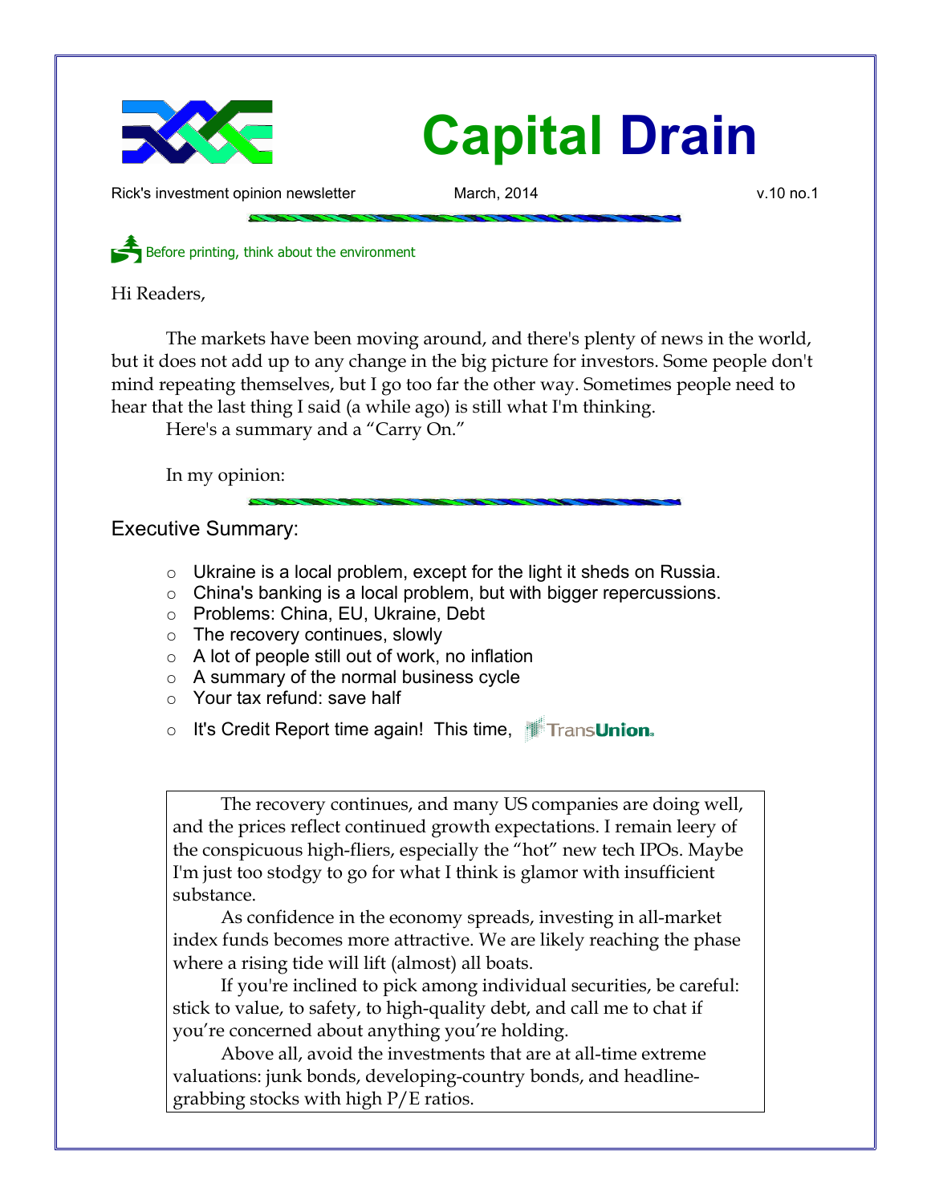# Capital Drain

Rick's investment opinion newsletter March, 2014 v.10 no.1

Before printing, think about the environment

Hi Readers,

The markets have been moving around, and there's plenty of news in the world, but it does not add up to any change in the big picture for investors. Some people don't mind repeating themselves, but I go too far the other way. Sometimes people need to hear that the last thing I said (a while ago) is still what I'm thinking.

Here's a summary and a "Carry On."

In my opinion:

## Executive Summary:

- Ukraine is a local problem, except for the light it sheds on Russia.
- China's banking is a local problem, but with bigger repercussions.
- Problems: China, EU, Ukraine, Debt
- The recovery continues, slowly
- A lot of people still out of work, no inflation
- A summary of the normal business cycle
- Your tax refund: save half
- It's Credit Report time again! This time, TransUnion.

The recovery continues, and many US companies are doing well, and the prices reflect continued growth expectations. I remain leery of the conspicuous high-fliers, especially the "hot" new tech IPOs. Maybe I'm just too stodgy to go for what I think is glamor with insufficient substance.

As confidence in the economy spreads, investing in all-market index funds becomes more attractive. We are likely reaching the phase where a rising tide will lift (almost) all boats.

If you're inclined to pick among individual securities, be careful: stick to value, to safety, to high-quality debt, and call me to chat if you're concerned about anything you're holding.

Above all, avoid the investments that are at all-time extreme valuations: junk bonds, developing-country bonds, and headline-grabbing stocks with high P/E ratios.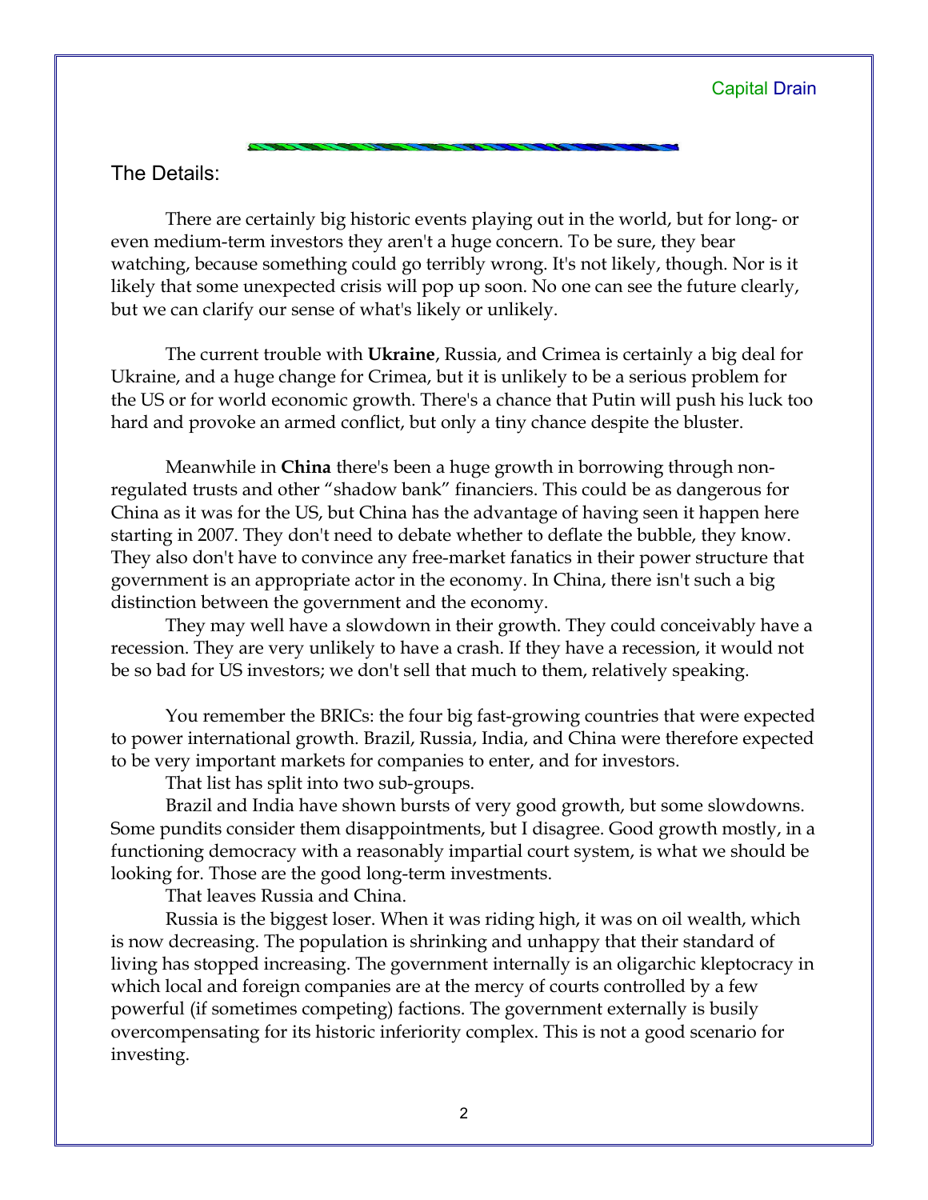## The Details:

There are certainly big historic events playing out in the world, but for long- or even medium-term investors they aren't a huge concern. To be sure, they bear watching, because something could go terribly wrong. It's not likely, though. Nor is it likely that some unexpected crisis will pop up soon. No one can see the future clearly, but we can clarify our sense of what's likely or unlikely.

The current trouble with **Ukraine**, Russia, and Crimea is certainly a big deal for Ukraine, and a huge change for Crimea, but it is unlikely to be a serious problem for the US or for world economic growth. There's a chance that Putin will push his luck too hard and provoke an armed conflict, but only a tiny chance despite the bluster.

Meanwhile in **China** there's been a huge growth in borrowing through non-regulated trusts and other "shadow bank" financiers. This could be as dangerous for China as it was for the US, but China has the advantage of having seen it happen here starting in 2007. They don't need to debate whether to deflate the bubble, they know. They also don't have to convince any free-market fanatics in their power structure that government is an appropriate actor in the economy. In China, there isn't such a big distinction between the government and the economy.

They may well have a slowdown in their growth. They could conceivably have a recession. They are very unlikely to have a crash. If they have a recession, it would not be so bad for US investors; we don't sell that much to them, relatively speaking.

You remember the BRICs: the four big fast-growing countries that were expected to power international growth. Brazil, Russia, India, and China were therefore expected to be very important markets for companies to enter, and for investors.

That list has split into two sub-groups.

Brazil and India have shown bursts of very good growth, but some slowdowns. Some pundits consider them disappointments, but I disagree. Good growth mostly, in a functioning democracy with a reasonably impartial court system, is what we should be looking for. Those are the good long-term investments.

That leaves Russia and China.

Russia is the biggest loser. When it was riding high, it was on oil wealth, which is now decreasing. The population is shrinking and unhappy that their standard of living has stopped increasing. The government internally is an oligarchic kleptocracy in which local and foreign companies are at the mercy of courts controlled by a few powerful (if sometimes competing) factions. The government externally is busily overcompensating for its historic inferiority complex. This is not a good scenario for investing.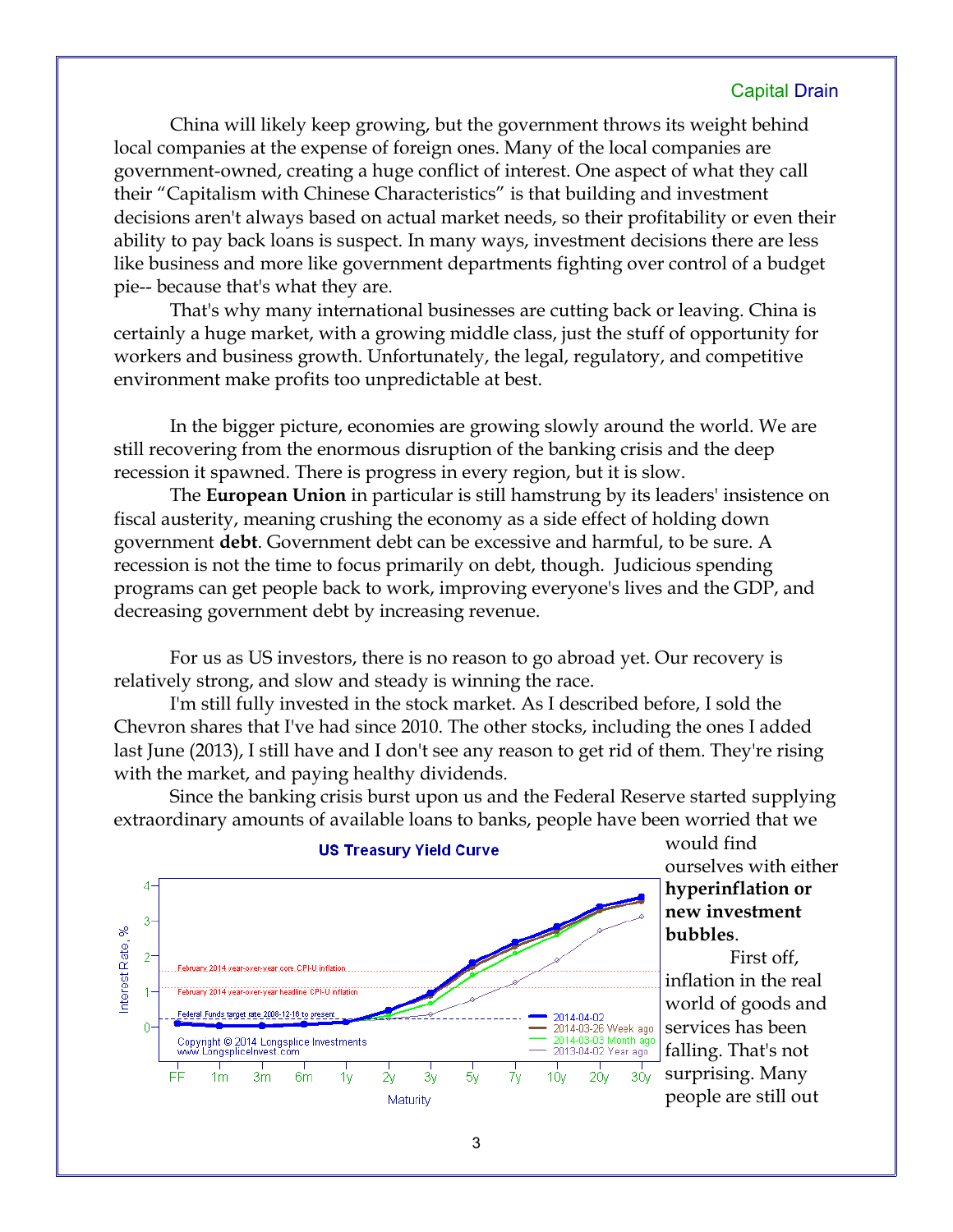China will likely keep growing, but the government throws its weight behind local companies at the expense of foreign ones. Many of the local companies are government-owned, creating a huge conflict of interest. One aspect of what they call their "Capitalism with Chinese Characteristics" is that building and investment decisions aren't always based on actual market needs, so their profitability or even their ability to pay back loans is suspect. In many ways, investment decisions there are less like business and more like government departments fighting over control of a budget pie-- because that's what they are.

That's why many international businesses are cutting back or leaving. China is certainly a huge market, with a growing middle class, just the stuff of opportunity for workers and business growth. Unfortunately, the legal, regulatory, and competitive environment make profits too unpredictable at best.

In the bigger picture, economies are growing slowly around the world. We are still recovering from the enormous disruption of the banking crisis and the deep recession it spawned. There is progress in every region, but it is slow.

The **European Union** in particular is still hamstrung by its leaders' insistence on fiscal austerity, meaning crushing the economy as a side effect of holding down government **debt**. Government debt can be excessive and harmful, to be sure. A recession is not the time to focus primarily on debt, though. Judicious spending programs can get people back to work, improving everyone's lives and the GDP, and decreasing government debt by increasing revenue.

For us as US investors, there is no reason to go abroad yet. Our recovery is relatively strong, and slow and steady is winning the race.

I'm still fully invested in the stock market. As I described before, I sold the Chevron shares that I've had since 2010. The other stocks, including the ones I added last June (2013), I still have and I don't see any reason to get rid of them. They're rising with the market, and paying healthy dividends.

Since the banking crisis burst upon us and the Federal Reserve started supplying extraordinary amounts of available loans to banks, people have been worried that we would find ourselves with either **hyperinflation or new investment bubbles**.

US Treasury Yield Curve

First off, inflation in the real world of goods and services has been falling. That's not surprising. Many people are still out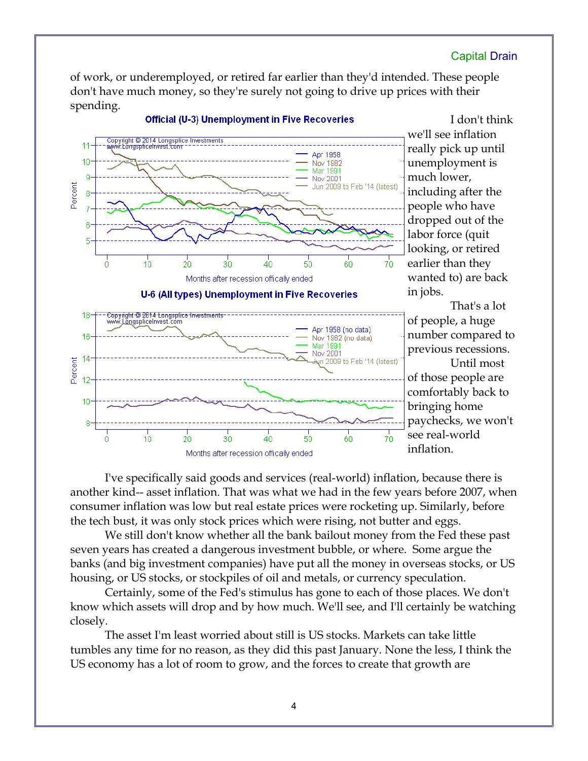of work, or underemployed, or retired far earlier than they'd intended. These people don't have much money, so they're surely not going to drive up prices with their spending.

**Official (U-3) Unemployment in Five Recoveries**

**U-6 (All types) Unemployment in Five Recoveries**

I don't think we'll see inflation really pick up until unemployment is much lower, including after the people who have dropped out of the labor force (quit looking, or retired earlier than they wanted to) are back in jobs.

That's a lot of people, a huge number compared to previous recessions.

Until most of those people are comfortably back to bringing home paychecks, we won't see real-world inflation.

I've specifically said goods and services (real-world) inflation, because there is another kind-- asset inflation. That was what we had in the few years before 2007, when consumer inflation was low but real estate prices were rocketing up. Similarly, before the tech bust, it was only stock prices which were rising, not butter and eggs.

We still don't know whether all the bank bailout money from the Fed these past seven years has created a dangerous investment bubble, or where. Some argue the banks (and big investment companies) have put all the money in overseas stocks, or US housing, or US stocks, or stockpiles of oil and metals, or currency speculation.

Certainly, some of the Fed's stimulus has gone to each of those places. We don't know which assets will drop and by how much. We'll see, and I'll certainly be watching closely.

The asset I'm least worried about still is US stocks. Markets can take little tumbles any time for no reason, as they did this past January. None the less, I think the US economy has a lot of room to grow, and the forces to create that growth are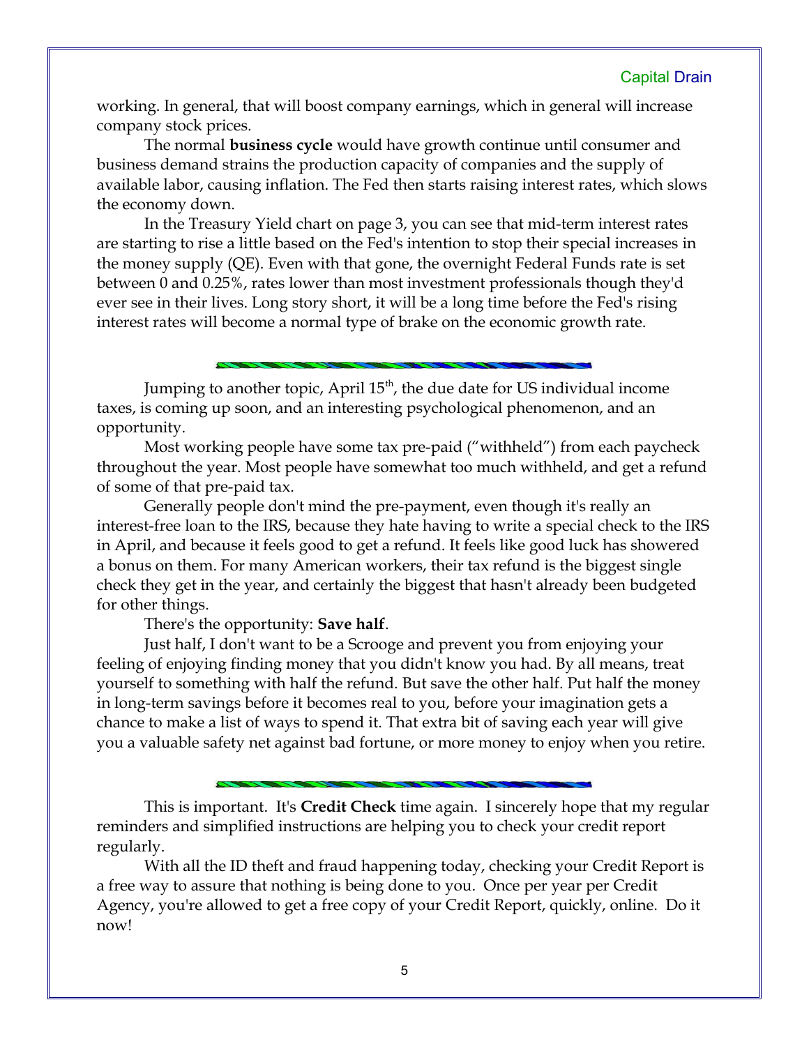working. In general, that will boost company earnings, which in general will increase company stock prices.

The normal **business cycle** would have growth continue until consumer and business demand strains the production capacity of companies and the supply of available labor, causing inflation. The Fed then starts raising interest rates, which slows the economy down.

In the Treasury Yield chart on page 3, you can see that mid-term interest rates are starting to rise a little based on the Fed's intention to stop their special increases in the money supply (QE). Even with that gone, the overnight Federal Funds rate is set between 0 and 0.25%, rates lower than most investment professionals though they'd ever see in their lives. Long story short, it will be a long time before the Fed's rising interest rates will become a normal type of brake on the economic growth rate.

---

Jumping to another topic, April 15th, the due date for US individual income taxes, is coming up soon, and an interesting psychological phenomenon, and an opportunity.

Most working people have some tax pre-paid ("withheld") from each paycheck throughout the year. Most people have somewhat too much withheld, and get a refund of some of that pre-paid tax.

Generally people don't mind the pre-payment, even though it's really an interest-free loan to the IRS, because they hate having to write a special check to the IRS in April, and because it feels good to get a refund. It feels like good luck has showered a bonus on them. For many American workers, their tax refund is the biggest single check they get in the year, and certainly the biggest that hasn't already been budgeted for other things.

There's the opportunity: **Save half**.

Just half, I don't want to be a Scrooge and prevent you from enjoying your feeling of enjoying finding money that you didn't know you had. By all means, treat yourself to something with half the refund. But save the other half. Put half the money in long-term savings before it becomes real to you, before your imagination gets a chance to make a list of ways to spend it. That extra bit of saving each year will give you a valuable safety net against bad fortune, or more money to enjoy when you retire.

---

This is important. It's **Credit Check** time again. I sincerely hope that my regular reminders and simplified instructions are helping you to check your credit report regularly.

With all the ID theft and fraud happening today, checking your Credit Report is a free way to assure that nothing is being done to you. Once per year per Credit Agency, you're allowed to get a free copy of your Credit Report, quickly, online. Do it now!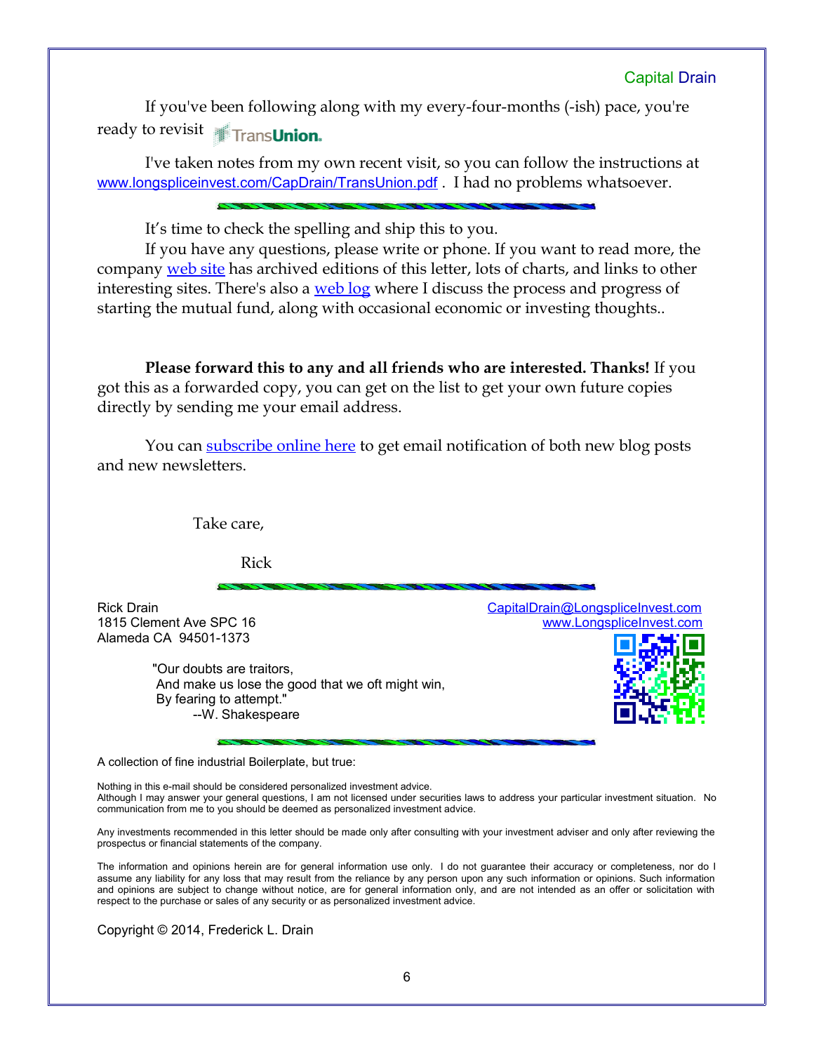If you've been following along with my every-four-months (-ish) pace, you're ready to revisit TransUnion.

I've taken notes from my own recent visit, so you can follow the instructions at www.longspliceinvest.com/CapDrain/TransUnion.pdf . I had no problems whatsoever.

It's time to check the spelling and ship this to you.

If you have any questions, please write or phone. If you want to read more, the company web site has archived editions of this letter, lots of charts, and links to other interesting sites. There's also a web log where I discuss the process and progress of starting the mutual fund, along with occasional economic or investing thoughts..

**Please forward this to any and all friends who are interested. Thanks!** If you got this as a forwarded copy, you can get on the list to get your own future copies directly by sending me your email address.

You can subscribe online here to get email notification of both new blog posts and new newsletters.

Take care,

Rick

Rick Drain
1815 Clement Ave SPC 16
Alameda CA 94501-1373

CapitalDrain@LongspliceInvest.com
www.LongspliceInvest.com

"Our doubts are traitors,
And make us lose the good that we oft might win,
By fearing to attempt."
--W. Shakespeare

A collection of fine industrial Boilerplate, but true:

Nothing in this e-mail should be considered personalized investment advice.
Although I may answer your general questions, I am not licensed under securities laws to address your particular investment situation. No communication from me to you should be deemed as personalized investment advice.

Any investments recommended in this letter should be made only after consulting with your investment adviser and only after reviewing the prospectus or financial statements of the company.

The information and opinions herein are for general information use only. I do not guarantee their accuracy or completeness, nor do I assume any liability for any loss that may result from the reliance by any person upon any such information or opinions. Such information and opinions are subject to change without notice, are for general information only, and are not intended as an offer or solicitation with respect to the purchase or sales of any security or as personalized investment advice.

Copyright © 2014, Frederick L. Drain